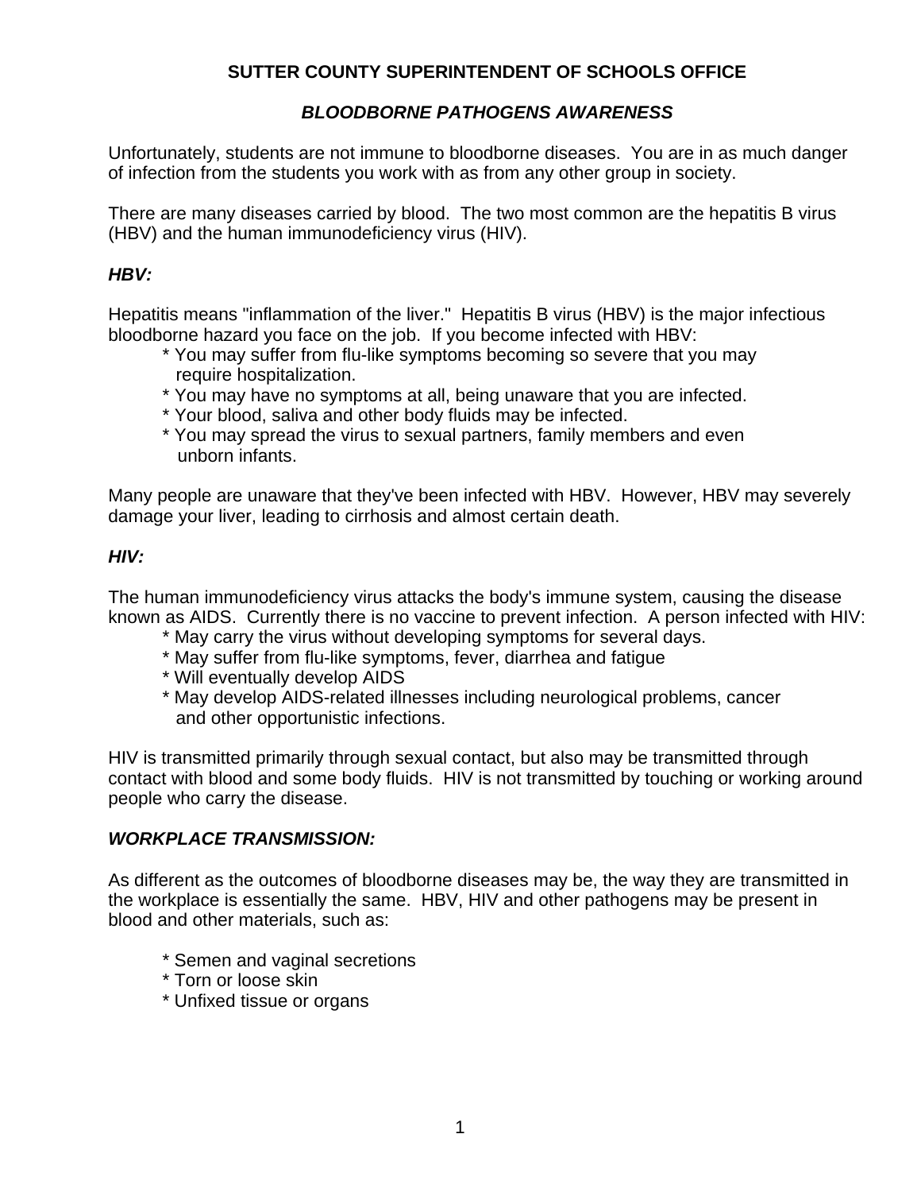# SUTTER COUNTY SUPERINTENDENT OF SCHOOLS OFFICE

## *BLOODBORNE PATHOGENS AWARENESS*

Unfortunately, students are not immune to bloodborne diseases. You are in as much danger of infection from the students you work with as from any other group in society.

There are many diseases carried by blood. The two most common are the hepatitis B virus (HBV) and the human immunodeficiency virus (HIV).

### *HBV:*

Hepatitis means "inflammation of the liver." Hepatitis B virus (HBV) is the major infectious bloodborne hazard you face on the job. If you become infected with HBV:

* You may suffer from flu-like symptoms becoming so severe that you may require hospitalization.
* You may have no symptoms at all, being unaware that you are infected.
* Your blood, saliva and other body fluids may be infected.
* You may spread the virus to sexual partners, family members and even unborn infants.

Many people are unaware that they've been infected with HBV. However, HBV may severely damage your liver, leading to cirrhosis and almost certain death.

### *HIV:*

The human immunodeficiency virus attacks the body's immune system, causing the disease known as AIDS. Currently there is no vaccine to prevent infection. A person infected with HIV:

* May carry the virus without developing symptoms for several days.
* May suffer from flu-like symptoms, fever, diarrhea and fatigue
* Will eventually develop AIDS
* May develop AIDS-related illnesses including neurological problems, cancer and other opportunistic infections.

HIV is transmitted primarily through sexual contact, but also may be transmitted through contact with blood and some body fluids. HIV is not transmitted by touching or working around people who carry the disease.

### *WORKPLACE TRANSMISSION:*

As different as the outcomes of bloodborne diseases may be, the way they are transmitted in the workplace is essentially the same. HBV, HIV and other pathogens may be present in blood and other materials, such as:

* Semen and vaginal secretions
* Torn or loose skin
* Unfixed tissue or organs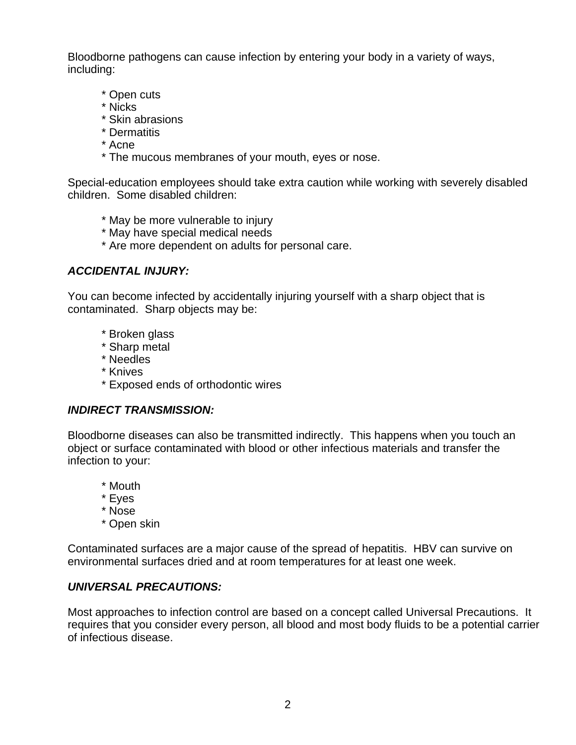Bloodborne pathogens can cause infection by entering your body in a variety of ways, including:

* Open cuts
* Nicks
* Skin abrasions
* Dermatitis
* Acne
* The mucous membranes of your mouth, eyes or nose.

Special-education employees should take extra caution while working with severely disabled children. Some disabled children:

* May be more vulnerable to injury
* May have special medical needs
* Are more dependent on adults for personal care.

***ACCIDENTAL INJURY:***

You can become infected by accidentally injuring yourself with a sharp object that is contaminated. Sharp objects may be:

* Broken glass
* Sharp metal
* Needles
* Knives
* Exposed ends of orthodontic wires

***INDIRECT TRANSMISSION:***

Bloodborne diseases can also be transmitted indirectly. This happens when you touch an object or surface contaminated with blood or other infectious materials and transfer the infection to your:

* Mouth
* Eyes
* Nose
* Open skin

Contaminated surfaces are a major cause of the spread of hepatitis. HBV can survive on environmental surfaces dried and at room temperatures for at least one week.

***UNIVERSAL PRECAUTIONS:***

Most approaches to infection control are based on a concept called Universal Precautions. It requires that you consider every person, all blood and most body fluids to be a potential carrier of infectious disease.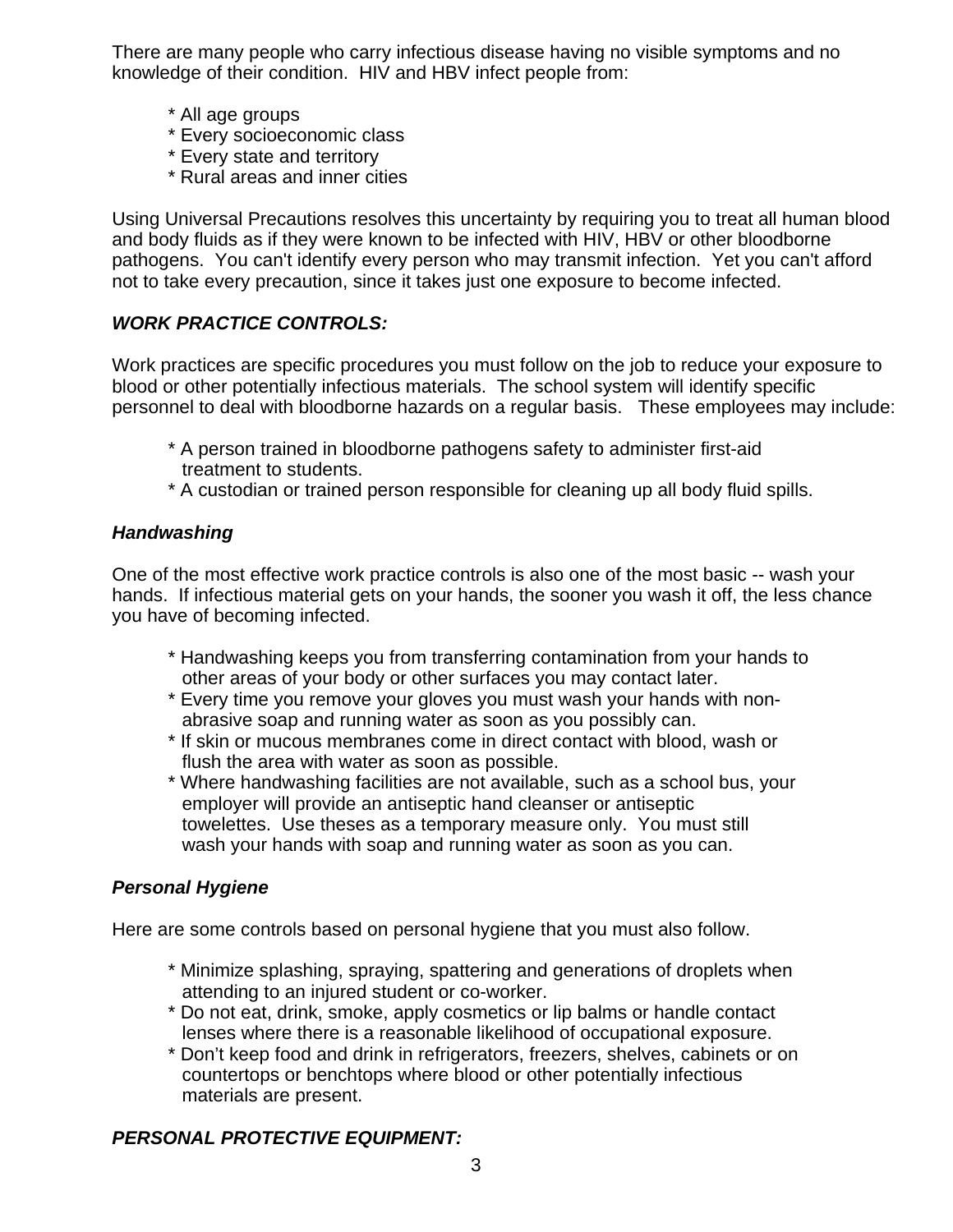There are many people who carry infectious disease having no visible symptoms and no knowledge of their condition. HIV and HBV infect people from:

* All age groups
* Every socioeconomic class
* Every state and territory
* Rural areas and inner cities

Using Universal Precautions resolves this uncertainty by requiring you to treat all human blood and body fluids as if they were known to be infected with HIV, HBV or other bloodborne pathogens. You can't identify every person who may transmit infection. Yet you can't afford not to take every precaution, since it takes just one exposure to become infected.

### *WORK PRACTICE CONTROLS:*

Work practices are specific procedures you must follow on the job to reduce your exposure to blood or other potentially infectious materials. The school system will identify specific personnel to deal with bloodborne hazards on a regular basis. These employees may include:

* A person trained in bloodborne pathogens safety to administer first-aid treatment to students.
* A custodian or trained person responsible for cleaning up all body fluid spills.

#### *Handwashing*

One of the most effective work practice controls is also one of the most basic -- wash your hands. If infectious material gets on your hands, the sooner you wash it off, the less chance you have of becoming infected.

* Handwashing keeps you from transferring contamination from your hands to other areas of your body or other surfaces you may contact later.
* Every time you remove your gloves you must wash your hands with non-abrasive soap and running water as soon as you possibly can.
* If skin or mucous membranes come in direct contact with blood, wash or flush the area with water as soon as possible.
* Where handwashing facilities are not available, such as a school bus, your employer will provide an antiseptic hand cleanser or antiseptic towelettes. Use theses as a temporary measure only. You must still wash your hands with soap and running water as soon as you can.

#### *Personal Hygiene*

Here are some controls based on personal hygiene that you must also follow.

* Minimize splashing, spraying, spattering and generations of droplets when attending to an injured student or co-worker.
* Do not eat, drink, smoke, apply cosmetics or lip balms or handle contact lenses where there is a reasonable likelihood of occupational exposure.
* Don't keep food and drink in refrigerators, freezers, shelves, cabinets or on countertops or benchtops where blood or other potentially infectious materials are present.

### *PERSONAL PROTECTIVE EQUIPMENT:*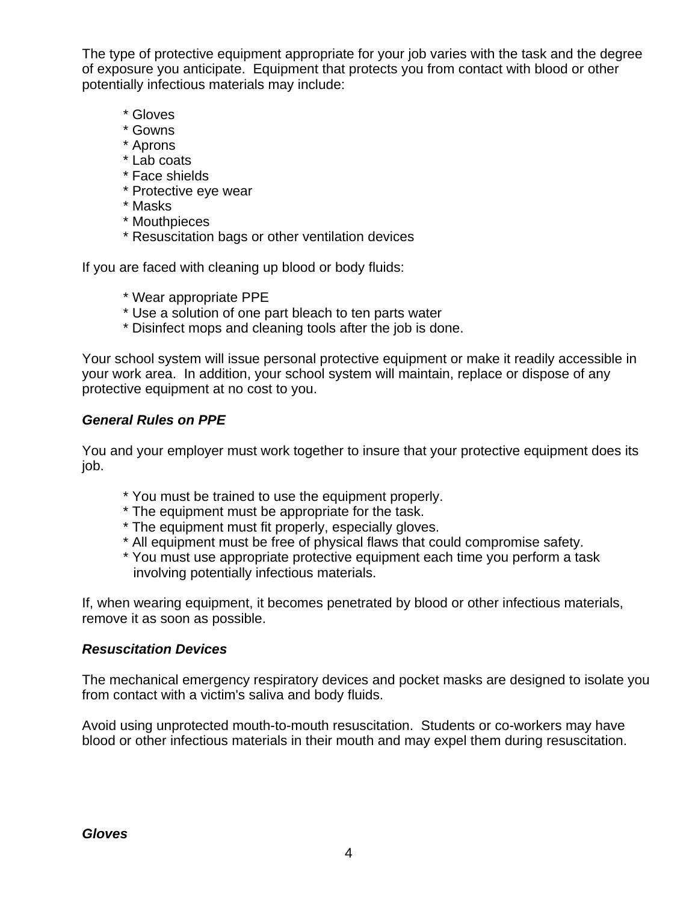The type of protective equipment appropriate for your job varies with the task and the degree of exposure you anticipate. Equipment that protects you from contact with blood or other potentially infectious materials may include:

* Gloves
* Gowns
* Aprons
* Lab coats
* Face shields
* Protective eye wear
* Masks
* Mouthpieces
* Resuscitation bags or other ventilation devices

If you are faced with cleaning up blood or body fluids:

* Wear appropriate PPE
* Use a solution of one part bleach to ten parts water
* Disinfect mops and cleaning tools after the job is done.

Your school system will issue personal protective equipment or make it readily accessible in your work area. In addition, your school system will maintain, replace or dispose of any protective equipment at no cost to you.

***General Rules on PPE***

You and your employer must work together to insure that your protective equipment does its job.

* You must be trained to use the equipment properly.
* The equipment must be appropriate for the task.
* The equipment must fit properly, especially gloves.
* All equipment must be free of physical flaws that could compromise safety.
* You must use appropriate protective equipment each time you perform a task involving potentially infectious materials.

If, when wearing equipment, it becomes penetrated by blood or other infectious materials, remove it as soon as possible.

***Resuscitation Devices***

The mechanical emergency respiratory devices and pocket masks are designed to isolate you from contact with a victim's saliva and body fluids.

Avoid using unprotected mouth-to-mouth resuscitation. Students or co-workers may have blood or other infectious materials in their mouth and may expel them during resuscitation.

***Gloves***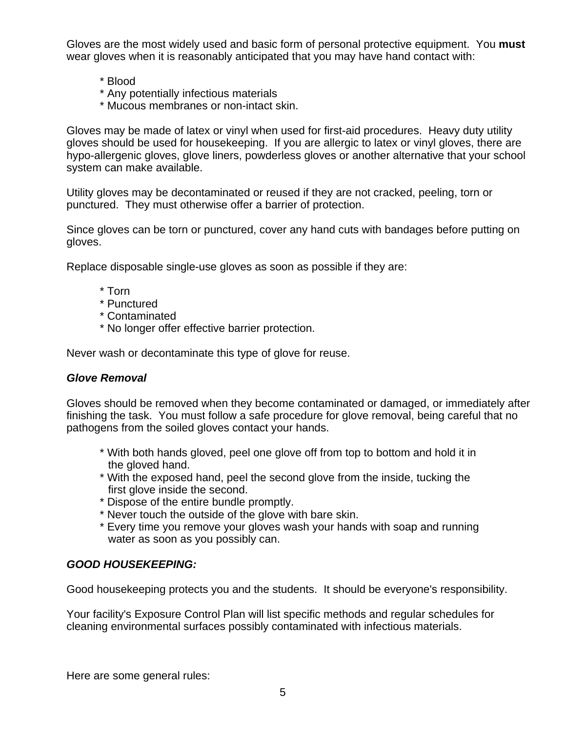Gloves are the most widely used and basic form of personal protective equipment. You **must** wear gloves when it is reasonably anticipated that you may have hand contact with:

* Blood
* Any potentially infectious materials
* Mucous membranes or non-intact skin.

Gloves may be made of latex or vinyl when used for first-aid procedures. Heavy duty utility gloves should be used for housekeeping. If you are allergic to latex or vinyl gloves, there are hypo-allergenic gloves, glove liners, powderless gloves or another alternative that your school system can make available.

Utility gloves may be decontaminated or reused if they are not cracked, peeling, torn or punctured. They must otherwise offer a barrier of protection.

Since gloves can be torn or punctured, cover any hand cuts with bandages before putting on gloves.

Replace disposable single-use gloves as soon as possible if they are:

* Torn
* Punctured
* Contaminated
* No longer offer effective barrier protection.

Never wash or decontaminate this type of glove for reuse.

### ***Glove Removal***

Gloves should be removed when they become contaminated or damaged, or immediately after finishing the task. You must follow a safe procedure for glove removal, being careful that no pathogens from the soiled gloves contact your hands.

* With both hands gloved, peel one glove off from top to bottom and hold it in the gloved hand.
* With the exposed hand, peel the second glove from the inside, tucking the first glove inside the second.
* Dispose of the entire bundle promptly.
* Never touch the outside of the glove with bare skin.
* Every time you remove your gloves wash your hands with soap and running water as soon as you possibly can.

### ***GOOD HOUSEKEEPING:***

Good housekeeping protects you and the students. It should be everyone's responsibility.

Your facility's Exposure Control Plan will list specific methods and regular schedules for cleaning environmental surfaces possibly contaminated with infectious materials.

Here are some general rules: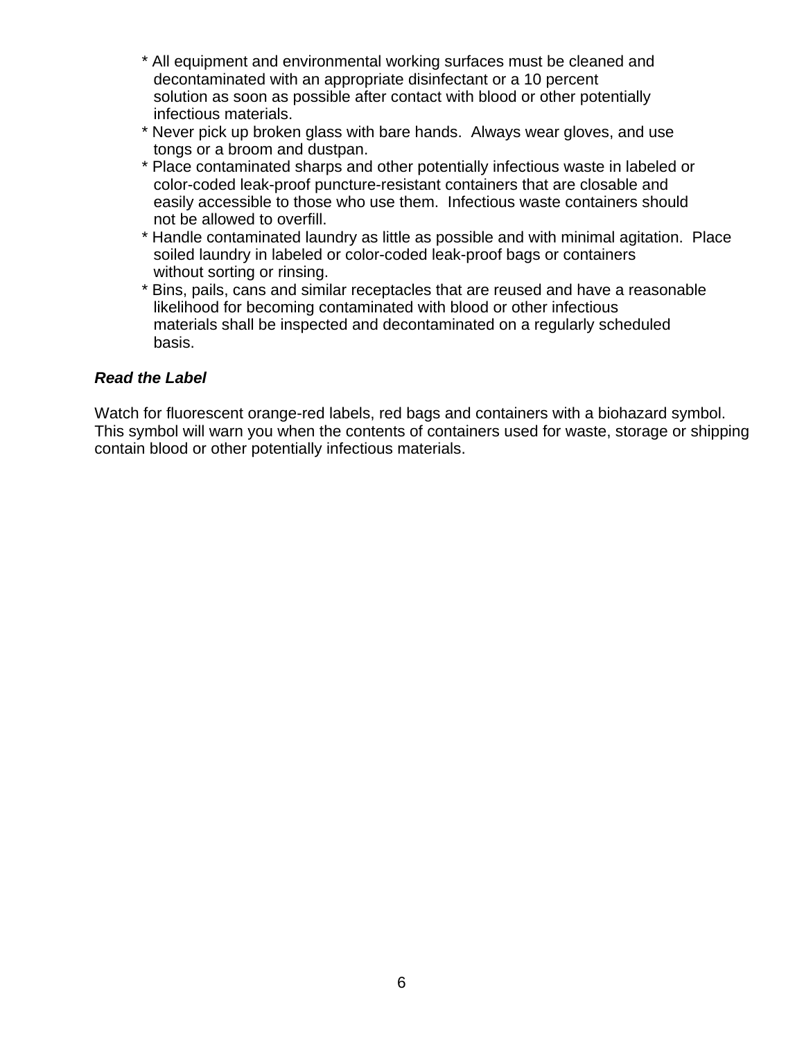* All equipment and environmental working surfaces must be cleaned and decontaminated with an appropriate disinfectant or a 10 percent solution as soon as possible after contact with blood or other potentially infectious materials.
* Never pick up broken glass with bare hands. Always wear gloves, and use tongs or a broom and dustpan.
* Place contaminated sharps and other potentially infectious waste in labeled or color-coded leak-proof puncture-resistant containers that are closable and easily accessible to those who use them. Infectious waste containers should not be allowed to overfill.
* Handle contaminated laundry as little as possible and with minimal agitation. Place soiled laundry in labeled or color-coded leak-proof bags or containers without sorting or rinsing.
* Bins, pails, cans and similar receptacles that are reused and have a reasonable likelihood for becoming contaminated with blood or other infectious materials shall be inspected and decontaminated on a regularly scheduled basis.

***Read the Label***

Watch for fluorescent orange-red labels, red bags and containers with a biohazard symbol. This symbol will warn you when the contents of containers used for waste, storage or shipping contain blood or other potentially infectious materials.